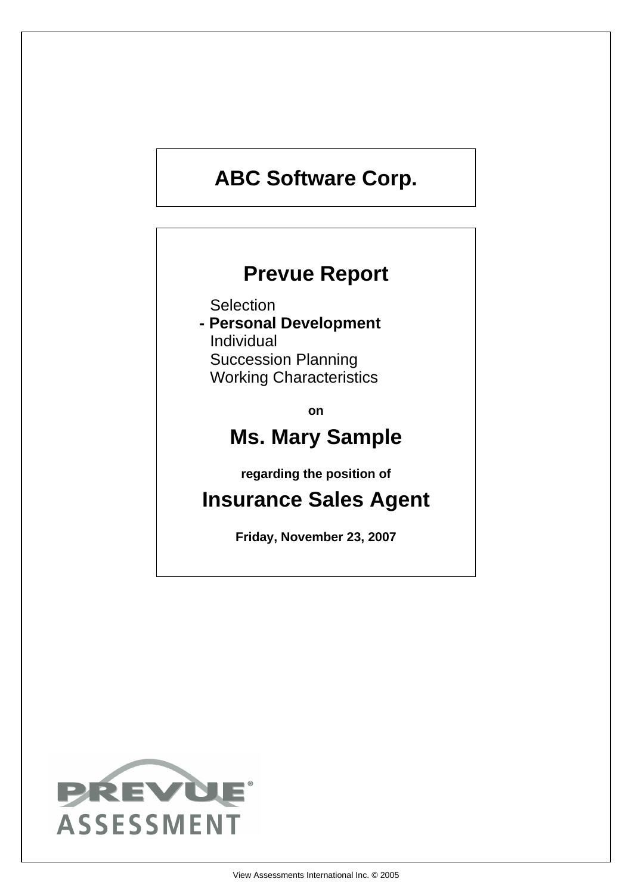# ABC Software Corp.

## Prevue Report

Selection
**- Personal Development**
Individual
Succession Planning
Working Characteristics

**on**

## Ms. Mary Sample

**regarding the position of**

## Insurance Sales Agent

**Friday, November 23, 2007**

PREVUE® ASSESSMENT

View Assessments International Inc. © 2005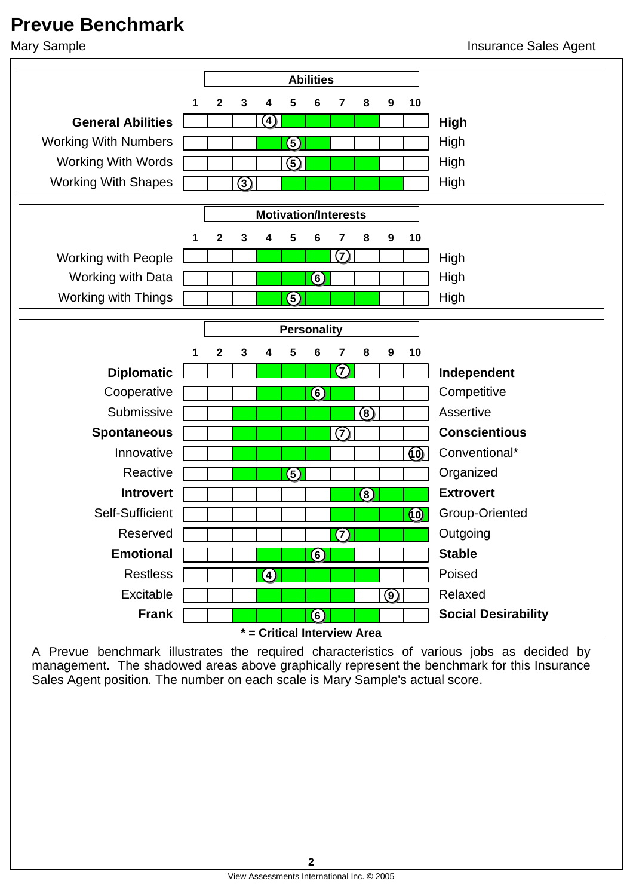# Prevue Benchmark

Mary Sample — Insurance Sales Agent

## Abilities

| Scale | Score | Benchmark (shaded range) | |
|---|---|---|---|
| **General Abilities** | 4 | 5–8 | **High** |
| Working With Numbers | 5 | 4–6 | High |
| Working With Words | 5 | 6–8 | High |
| Working With Shapes | 3 | 5–9 | High |

## Motivation/Interests

| Scale | Score | Benchmark (shaded range) | |
|---|---|---|---|
| Working with People | 7 | 4–6 | High |
| Working with Data | 6 | 4–6 | High |
| Working with Things | 5 | 4–8 | High |

## Personality

| Low End | Score | Benchmark (shaded range) | High End |
|---|---|---|---|
| **Diplomatic** | 7 | 4–7 | **Independent** |
| Cooperative | 6 | 4–7 | Competitive |
| Submissive | 8 | 3–7 | Assertive |
| **Spontaneous** | 7 | 3–6 | **Conscientious** |
| Innovative | 10 | 3–6 | Conventional* |
| Reactive | 5 | 3–5 | Organized |
| **Introvert** | 8 | 7–10 | **Extrovert** |
| Self-Sufficient | 10 | 7–10 | Group-Oriented |
| Reserved | 7 | 7–10 | Outgoing |
| **Emotional** | 6 | 4–7 | **Stable** |
| Restless | 4 | 4–8 | Poised |
| Excitable | 9 | 4–7 | Relaxed |
| **Frank** | 6 | 3–8 | **Social Desirability** |

**\* = Critical Interview Area**

A Prevue benchmark illustrates the required characteristics of various jobs as decided by management. The shadowed areas above graphically represent the benchmark for this Insurance Sales Agent position. The number on each scale is Mary Sample's actual score.

View Assessments International Inc. © 2005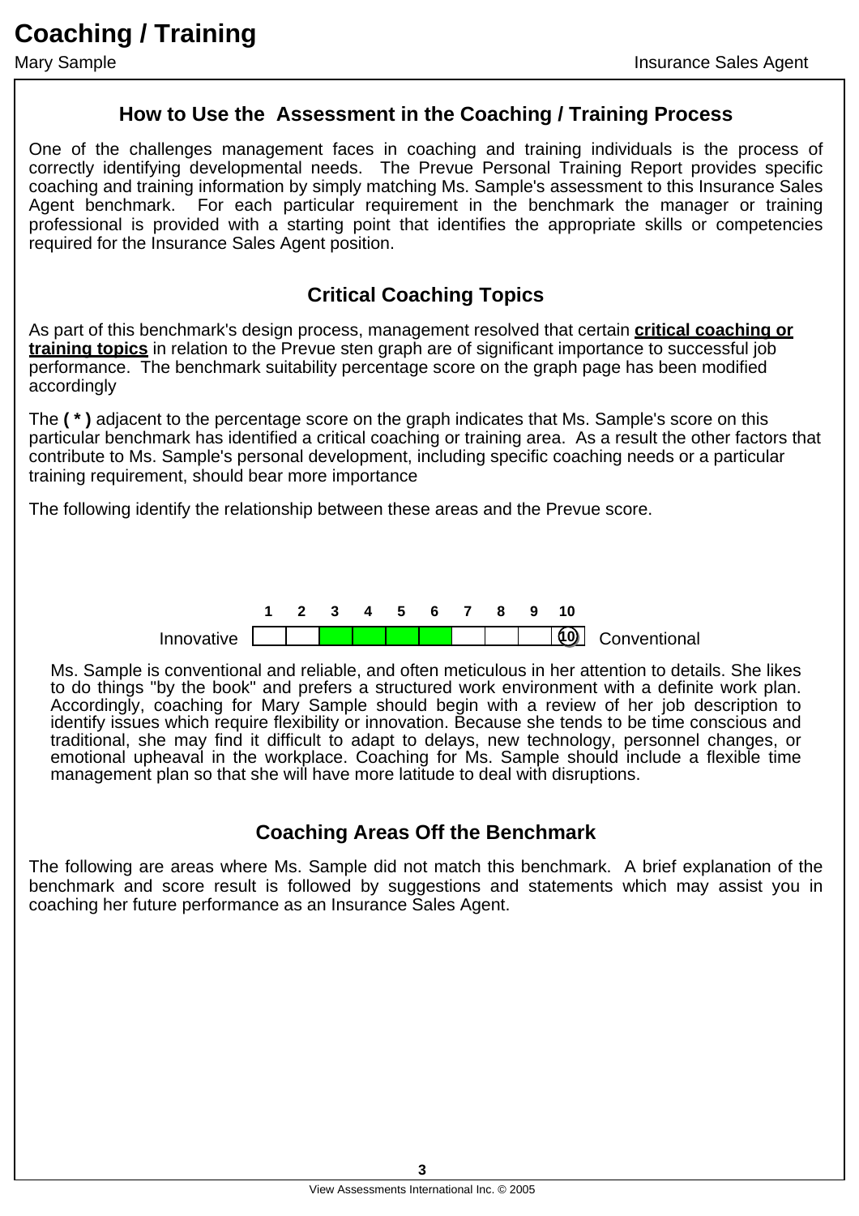# Coaching / Training

Mary Sample | Insurance Sales Agent

## How to Use the Assessment in the Coaching / Training Process

One of the challenges management faces in coaching and training individuals is the process of correctly identifying developmental needs. The Prevue Personal Training Report provides specific coaching and training information by simply matching Ms. Sample's assessment to this Insurance Sales Agent benchmark. For each particular requirement in the benchmark the manager or training professional is provided with a starting point that identifies the appropriate skills or competencies required for the Insurance Sales Agent position.

## Critical Coaching Topics

As part of this benchmark's design process, management resolved that certain **critical coaching or training topics** in relation to the Prevue sten graph are of significant importance to successful job performance. The benchmark suitability percentage score on the graph page has been modified accordingly

The **( * )** adjacent to the percentage score on the graph indicates that Ms. Sample's score on this particular benchmark has identified a critical coaching or training area. As a result the other factors that contribute to Ms. Sample's personal development, including specific coaching needs or a particular training requirement, should bear more importance

The following identify the relationship between these areas and the Prevue score.

| | 1 | 2 | 3 | 4 | 5 | 6 | 7 | 8 | 9 | 10 | |
|---|---|---|---|---|---|---|---|---|---|---|---|
| Innovative | | | | | | | | | | 10 | Conventional |

Ms. Sample is conventional and reliable, and often meticulous in her attention to details. She likes to do things "by the book" and prefers a structured work environment with a definite work plan. Accordingly, coaching for Mary Sample should begin with a review of her job description to identify issues which require flexibility or innovation. Because she tends to be time conscious and traditional, she may find it difficult to adapt to delays, new technology, personnel changes, or emotional upheaval in the workplace. Coaching for Ms. Sample should include a flexible time management plan so that she will have more latitude to deal with disruptions.

## Coaching Areas Off the Benchmark

The following are areas where Ms. Sample did not match this benchmark. A brief explanation of the benchmark and score result is followed by suggestions and statements which may assist you in coaching her future performance as an Insurance Sales Agent.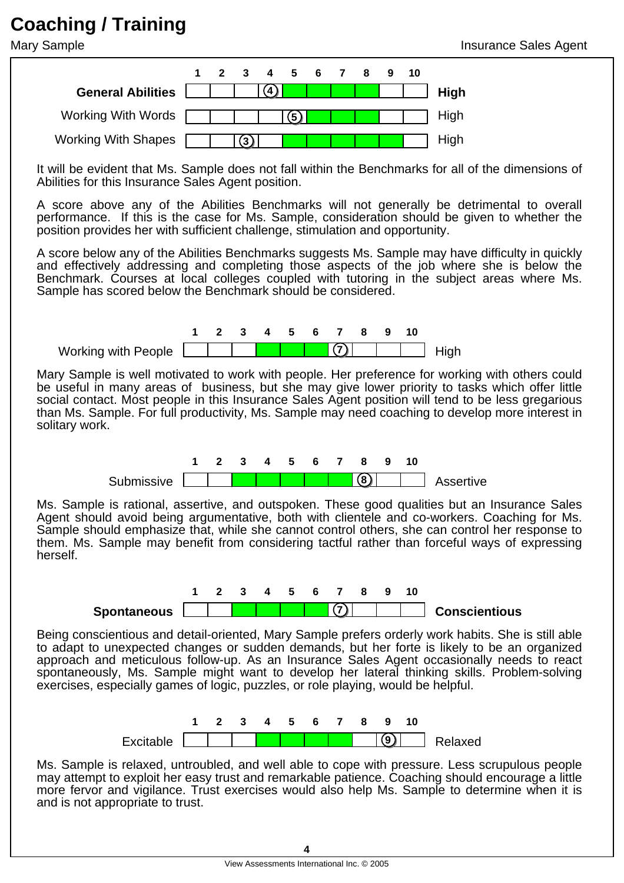# Coaching / Training

Mary Sample — Insurance Sales Agent

| | 1 | 2 | 3 | 4 | 5 | 6 | 7 | 8 | 9 | 10 | |
|---|---|---|---|---|---|---|---|---|---|---|---|
| **General Abilities** | | | | (4) | | | | | | | **High** |
| Working With Words | | | | | (5) | | | | | | High |
| Working With Shapes | | | (3) | | | | | | | | High |

It will be evident that Ms. Sample does not fall within the Benchmarks for all of the dimensions of Abilities for this Insurance Sales Agent position.

A score above any of the Abilities Benchmarks will not generally be detrimental to overall performance. If this is the case for Ms. Sample, consideration should be given to whether the position provides her with sufficient challenge, stimulation and opportunity.

A score below any of the Abilities Benchmarks suggests Ms. Sample may have difficulty in quickly and effectively addressing and completing those aspects of the job where she is below the Benchmark. Courses at local colleges coupled with tutoring in the subject areas where Ms. Sample has scored below the Benchmark should be considered.

| | 1 | 2 | 3 | 4 | 5 | 6 | 7 | 8 | 9 | 10 | |
|---|---|---|---|---|---|---|---|---|---|---|---|
| Working with People | | | | | | | (7) | | | | High |

Mary Sample is well motivated to work with people. Her preference for working with others could be useful in many areas of business, but she may give lower priority to tasks which offer little social contact. Most people in this Insurance Sales Agent position will tend to be less gregarious than Ms. Sample. For full productivity, Ms. Sample may need coaching to develop more interest in solitary work.

| | 1 | 2 | 3 | 4 | 5 | 6 | 7 | 8 | 9 | 10 | |
|---|---|---|---|---|---|---|---|---|---|---|---|
| Submissive | | | | | | | | (8) | | | Assertive |

Ms. Sample is rational, assertive, and outspoken. These good qualities but an Insurance Sales Agent should avoid being argumentative, both with clientele and co-workers. Coaching for Ms. Sample should emphasize that, while she cannot control others, she can control her response to them. Ms. Sample may benefit from considering tactful rather than forceful ways of expressing herself.

| | 1 | 2 | 3 | 4 | 5 | 6 | 7 | 8 | 9 | 10 | |
|---|---|---|---|---|---|---|---|---|---|---|---|
| **Spontaneous** | | | | | | | (7) | | | | **Conscientious** |

Being conscientious and detail-oriented, Mary Sample prefers orderly work habits. She is still able to adapt to unexpected changes or sudden demands, but her forte is likely to be an organized approach and meticulous follow-up. As an Insurance Sales Agent occasionally needs to react spontaneously, Ms. Sample might want to develop her lateral thinking skills. Problem-solving exercises, especially games of logic, puzzles, or role playing, would be helpful.

| | 1 | 2 | 3 | 4 | 5 | 6 | 7 | 8 | 9 | 10 | |
|---|---|---|---|---|---|---|---|---|---|---|---|
| Excitable | | | | | | | | | (9) | | Relaxed |

Ms. Sample is relaxed, untroubled, and well able to cope with pressure. Less scrupulous people may attempt to exploit her easy trust and remarkable patience. Coaching should encourage a little more fervor and vigilance. Trust exercises would also help Ms. Sample to determine when it is and is not appropriate to trust.

View Assessments International Inc. © 2005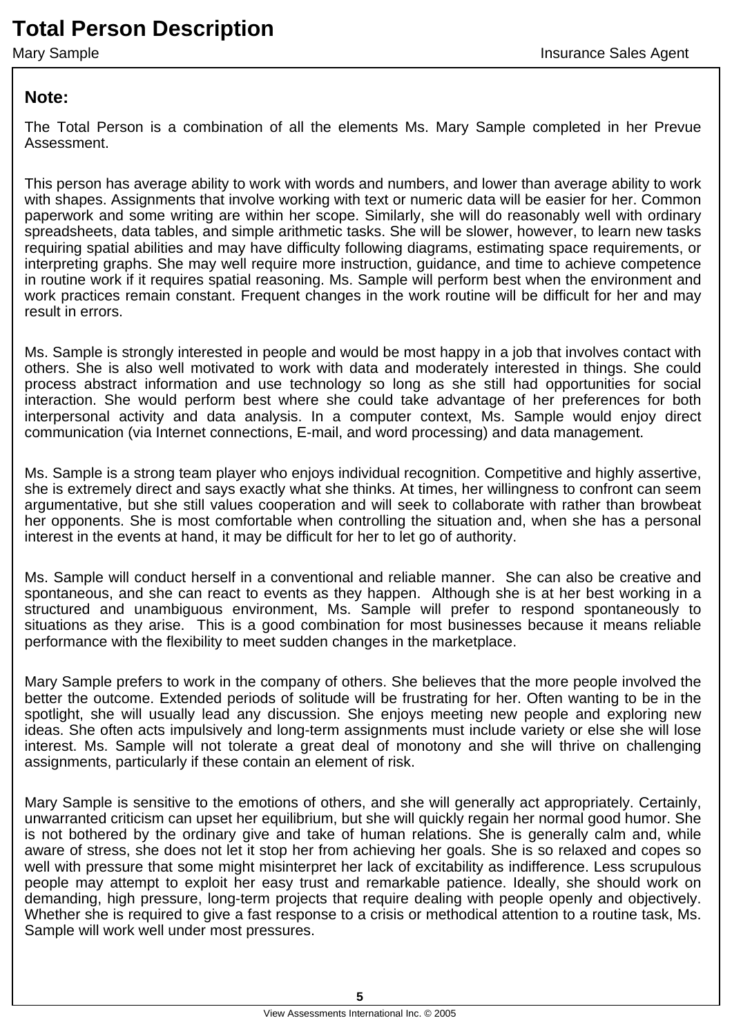# Total Person Description

Mary Sample — Insurance Sales Agent

**Note:**

The Total Person is a combination of all the elements Ms. Mary Sample completed in her Prevue Assessment.

This person has average ability to work with words and numbers, and lower than average ability to work with shapes. Assignments that involve working with text or numeric data will be easier for her. Common paperwork and some writing are within her scope. Similarly, she will do reasonably well with ordinary spreadsheets, data tables, and simple arithmetic tasks. She will be slower, however, to learn new tasks requiring spatial abilities and may have difficulty following diagrams, estimating space requirements, or interpreting graphs. She may well require more instruction, guidance, and time to achieve competence in routine work if it requires spatial reasoning. Ms. Sample will perform best when the environment and work practices remain constant. Frequent changes in the work routine will be difficult for her and may result in errors.

Ms. Sample is strongly interested in people and would be most happy in a job that involves contact with others. She is also well motivated to work with data and moderately interested in things. She could process abstract information and use technology so long as she still had opportunities for social interaction. She would perform best where she could take advantage of her preferences for both interpersonal activity and data analysis. In a computer context, Ms. Sample would enjoy direct communication (via Internet connections, E-mail, and word processing) and data management.

Ms. Sample is a strong team player who enjoys individual recognition. Competitive and highly assertive, she is extremely direct and says exactly what she thinks. At times, her willingness to confront can seem argumentative, but she still values cooperation and will seek to collaborate with rather than browbeat her opponents. She is most comfortable when controlling the situation and, when she has a personal interest in the events at hand, it may be difficult for her to let go of authority.

Ms. Sample will conduct herself in a conventional and reliable manner. She can also be creative and spontaneous, and she can react to events as they happen. Although she is at her best working in a structured and unambiguous environment, Ms. Sample will prefer to respond spontaneously to situations as they arise. This is a good combination for most businesses because it means reliable performance with the flexibility to meet sudden changes in the marketplace.

Mary Sample prefers to work in the company of others. She believes that the more people involved the better the outcome. Extended periods of solitude will be frustrating for her. Often wanting to be in the spotlight, she will usually lead any discussion. She enjoys meeting new people and exploring new ideas. She often acts impulsively and long-term assignments must include variety or else she will lose interest. Ms. Sample will not tolerate a great deal of monotony and she will thrive on challenging assignments, particularly if these contain an element of risk.

Mary Sample is sensitive to the emotions of others, and she will generally act appropriately. Certainly, unwarranted criticism can upset her equilibrium, but she will quickly regain her normal good humor. She is not bothered by the ordinary give and take of human relations. She is generally calm and, while aware of stress, she does not let it stop her from achieving her goals. She is so relaxed and copes so well with pressure that some might misinterpret her lack of excitability as indifference. Less scrupulous people may attempt to exploit her easy trust and remarkable patience. Ideally, she should work on demanding, high pressure, long-term projects that require dealing with people openly and objectively. Whether she is required to give a fast response to a crisis or methodical attention to a routine task, Ms. Sample will work well under most pressures.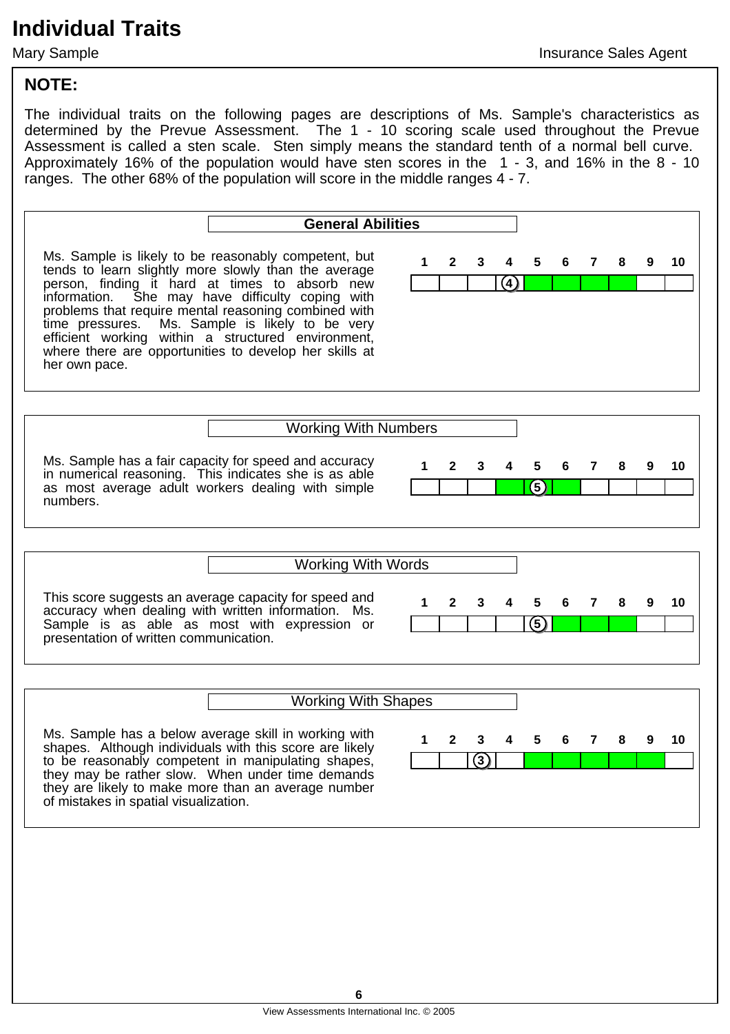# Individual Traits

Mary Sample — Insurance Sales Agent

## NOTE:

The individual traits on the following pages are descriptions of Ms. Sample's characteristics as determined by the Prevue Assessment. The 1 - 10 scoring scale used throughout the Prevue Assessment is called a sten scale. Sten simply means the standard tenth of a normal bell curve. Approximately 16% of the population would have sten scores in the 1 - 3, and 16% in the 8 - 10 ranges. The other 68% of the population will score in the middle ranges 4 - 7.

### **General Abilities**

Ms. Sample is likely to be reasonably competent, but tends to learn slightly more slowly than the average person, finding it hard at times to absorb new information. She may have difficulty coping with problems that require mental reasoning combined with time pressures. Ms. Sample is likely to be very efficient working within a structured environment, where there are opportunities to develop her skills at her own pace.

| 1 | 2 | 3 | 4 | 5 | 6 | 7 | 8 | 9 | 10 |
|---|---|---|---|---|---|---|---|---|---|
| | | | (4) | | | | | | |

### Working With Numbers

Ms. Sample has a fair capacity for speed and accuracy in numerical reasoning. This indicates she is as able as most average adult workers dealing with simple numbers.

| 1 | 2 | 3 | 4 | 5 | 6 | 7 | 8 | 9 | 10 |
|---|---|---|---|---|---|---|---|---|---|
| | | | | (5) | | | | | |

### Working With Words

This score suggests an average capacity for speed and accuracy when dealing with written information. Ms. Sample is as able as most with expression or presentation of written communication.

| 1 | 2 | 3 | 4 | 5 | 6 | 7 | 8 | 9 | 10 |
|---|---|---|---|---|---|---|---|---|---|
| | | | | (5) | | | | | |

### Working With Shapes

Ms. Sample has a below average skill in working with shapes. Although individuals with this score are likely to be reasonably competent in manipulating shapes, they may be rather slow. When under time demands they are likely to make more than an average number of mistakes in spatial visualization.

| 1 | 2 | 3 | 4 | 5 | 6 | 7 | 8 | 9 | 10 |
|---|---|---|---|---|---|---|---|---|---|
| | | (3) | | | | | | | |

View Assessments International Inc. © 2005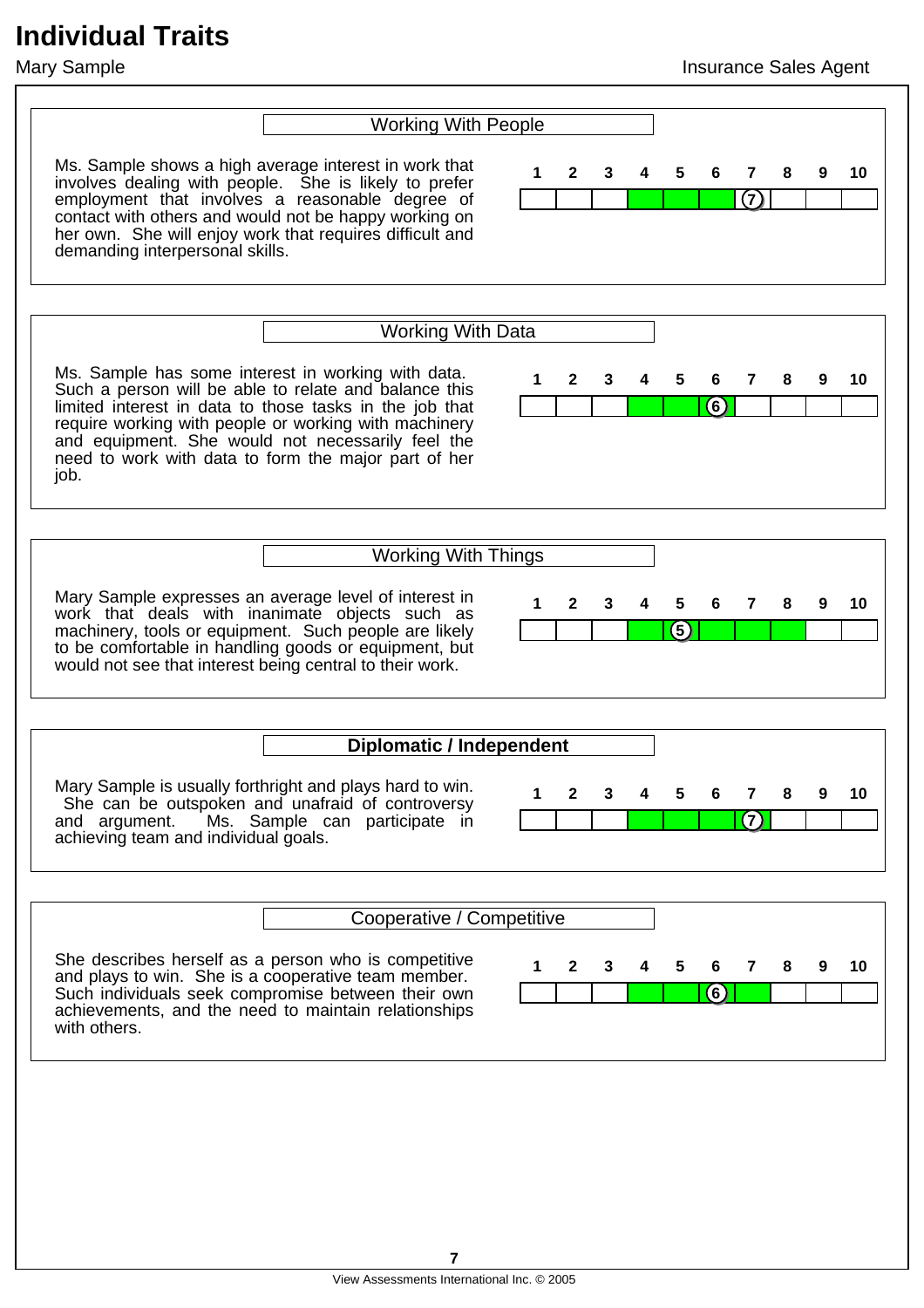# Individual Traits

Mary Sample — Insurance Sales Agent

## Working With People

Ms. Sample shows a high average interest in work that involves dealing with people. She is likely to prefer employment that involves a reasonable degree of contact with others and would not be happy working on her own. She will enjoy work that requires difficult and demanding interpersonal skills.

| 1 | 2 | 3 | 4 | 5 | 6 | 7 | 8 | 9 | 10 |
|---|---|---|---|---|---|---|---|---|---|
| | | | | | | (7) | | | |

## Working With Data

Ms. Sample has some interest in working with data. Such a person will be able to relate and balance this limited interest in data to those tasks in the job that require working with people or working with machinery and equipment. She would not necessarily feel the need to work with data to form the major part of her job.

| 1 | 2 | 3 | 4 | 5 | 6 | 7 | 8 | 9 | 10 |
|---|---|---|---|---|---|---|---|---|---|
| | | | | | (6) | | | | |

## Working With Things

Mary Sample expresses an average level of interest in work that deals with inanimate objects such as machinery, tools or equipment. Such people are likely to be comfortable in handling goods or equipment, but would not see that interest being central to their work.

| 1 | 2 | 3 | 4 | 5 | 6 | 7 | 8 | 9 | 10 |
|---|---|---|---|---|---|---|---|---|---|
| | | | | (5) | | | | | |

## **Diplomatic / Independent**

Mary Sample is usually forthright and plays hard to win. She can be outspoken and unafraid of controversy and argument. Ms. Sample can participate in achieving team and individual goals.

| 1 | 2 | 3 | 4 | 5 | 6 | 7 | 8 | 9 | 10 |
|---|---|---|---|---|---|---|---|---|---|
| | | | | | | (7) | | | |

## Cooperative / Competitive

She describes herself as a person who is competitive and plays to win. She is a cooperative team member. Such individuals seek compromise between their own achievements, and the need to maintain relationships with others.

| 1 | 2 | 3 | 4 | 5 | 6 | 7 | 8 | 9 | 10 |
|---|---|---|---|---|---|---|---|---|---|
| | | | | | (6) | | | | |

View Assessments International Inc. © 2005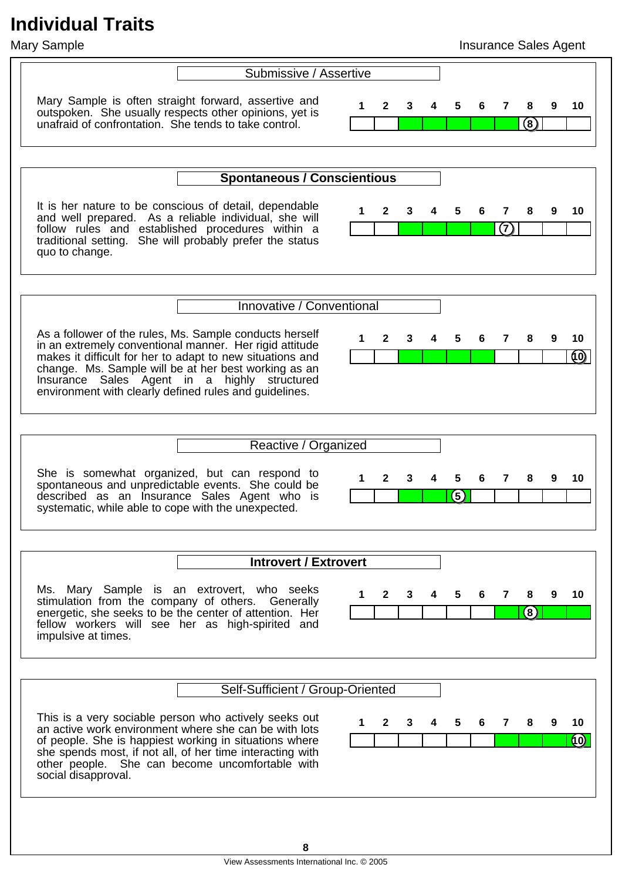# Individual Traits

Mary Sample — Insurance Sales Agent

## Submissive / Assertive

Mary Sample is often straight forward, assertive and outspoken. She usually respects other opinions, yet is unafraid of confrontation. She tends to take control.

| 1 | 2 | 3 | 4 | 5 | 6 | 7 | 8 | 9 | 10 |
|---|---|---|---|---|---|---|---|---|---|
| | | | | | | | (8) | | |

## **Spontaneous / Conscientious**

It is her nature to be conscious of detail, dependable and well prepared. As a reliable individual, she will follow rules and established procedures within a traditional setting. She will probably prefer the status quo to change.

| 1 | 2 | 3 | 4 | 5 | 6 | 7 | 8 | 9 | 10 |
|---|---|---|---|---|---|---|---|---|---|
| | | | | | | (7) | | | |

## Innovative / Conventional

As a follower of the rules, Ms. Sample conducts herself in an extremely conventional manner. Her rigid attitude makes it difficult for her to adapt to new situations and change. Ms. Sample will be at her best working as an Insurance Sales Agent in a highly structured environment with clearly defined rules and guidelines.

| 1 | 2 | 3 | 4 | 5 | 6 | 7 | 8 | 9 | 10 |
|---|---|---|---|---|---|---|---|---|---|
| | | | | | | | | | (10) |

## Reactive / Organized

She is somewhat organized, but can respond to spontaneous and unpredictable events. She could be described as an Insurance Sales Agent who is systematic, while able to cope with the unexpected.

| 1 | 2 | 3 | 4 | 5 | 6 | 7 | 8 | 9 | 10 |
|---|---|---|---|---|---|---|---|---|---|
| | | | | (5) | | | | | |

## **Introvert / Extrovert**

Ms. Mary Sample is an extrovert, who seeks stimulation from the company of others. Generally energetic, she seeks to be the center of attention. Her fellow workers will see her as high-spirited and impulsive at times.

| 1 | 2 | 3 | 4 | 5 | 6 | 7 | 8 | 9 | 10 |
|---|---|---|---|---|---|---|---|---|---|
| | | | | | | | (8) | | |

## Self-Sufficient / Group-Oriented

This is a very sociable person who actively seeks out an active work environment where she can be with lots of people. She is happiest working in situations where she spends most, if not all, of her time interacting with other people. She can become uncomfortable with social disapproval.

| 1 | 2 | 3 | 4 | 5 | 6 | 7 | 8 | 9 | 10 |
|---|---|---|---|---|---|---|---|---|---|
| | | | | | | | | | (10) |

View Assessments International Inc. © 2005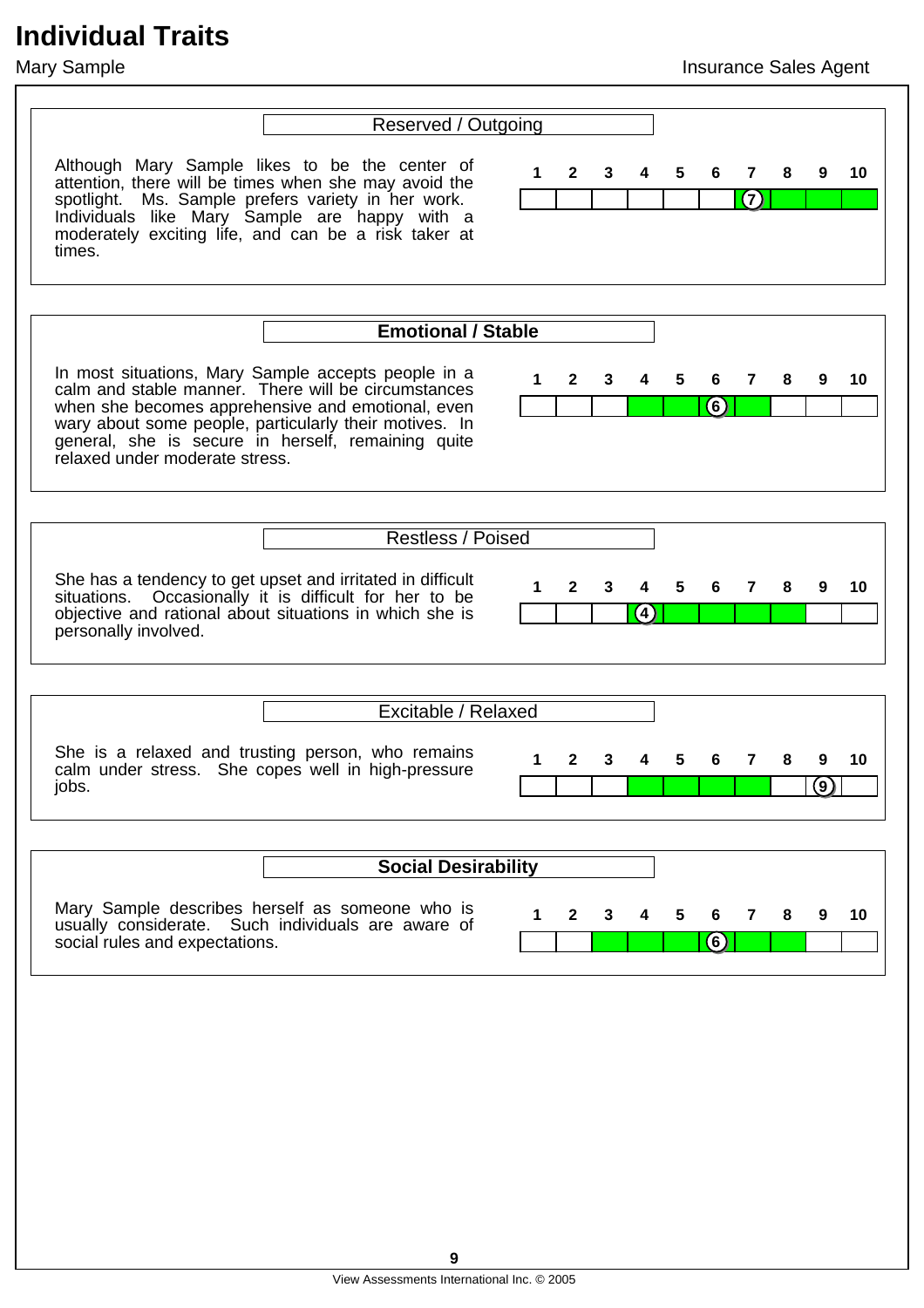# Individual Traits

Mary Sample — Insurance Sales Agent

## Reserved / Outgoing

Although Mary Sample likes to be the center of attention, there will be times when she may avoid the spotlight. Ms. Sample prefers variety in her work. Individuals like Mary Sample are happy with a moderately exciting life, and can be a risk taker at times.

| 1 | 2 | 3 | 4 | 5 | 6 | 7 | 8 | 9 | 10 |
|---|---|---|---|---|---|---|---|---|---|
| | | | | | | (7) | | | |

## Emotional / Stable

In most situations, Mary Sample accepts people in a calm and stable manner. There will be circumstances when she becomes apprehensive and emotional, even wary about some people, particularly their motives. In general, she is secure in herself, remaining quite relaxed under moderate stress.

| 1 | 2 | 3 | 4 | 5 | 6 | 7 | 8 | 9 | 10 |
|---|---|---|---|---|---|---|---|---|---|
| | | | | | (6) | | | | |

## Restless / Poised

She has a tendency to get upset and irritated in difficult situations. Occasionally it is difficult for her to be objective and rational about situations in which she is personally involved.

| 1 | 2 | 3 | 4 | 5 | 6 | 7 | 8 | 9 | 10 |
|---|---|---|---|---|---|---|---|---|---|
| | | | (4) | | | | | | |

## Excitable / Relaxed

She is a relaxed and trusting person, who remains calm under stress. She copes well in high-pressure jobs.

| 1 | 2 | 3 | 4 | 5 | 6 | 7 | 8 | 9 | 10 |
|---|---|---|---|---|---|---|---|---|---|
| | | | | | | | | (9) | |

## Social Desirability

Mary Sample describes herself as someone who is usually considerate. Such individuals are aware of social rules and expectations.

| 1 | 2 | 3 | 4 | 5 | 6 | 7 | 8 | 9 | 10 |
|---|---|---|---|---|---|---|---|---|---|
| | | | | | (6) | | | | |

View Assessments International Inc. © 2005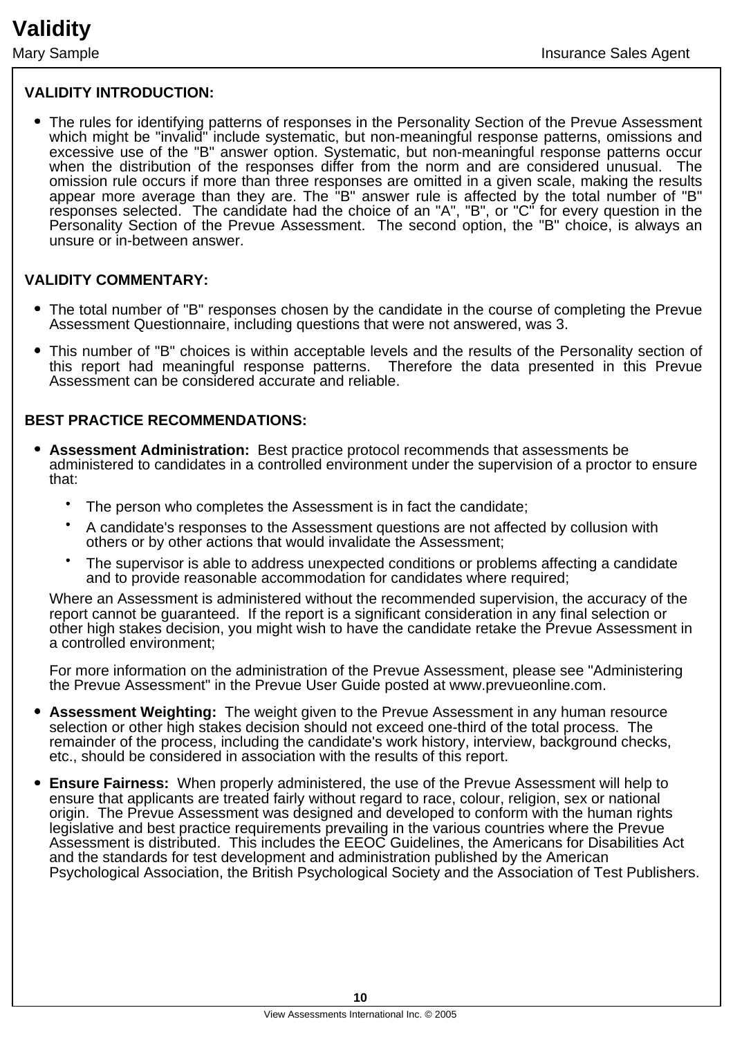# Validity

Mary Sample Insurance Sales Agent

**VALIDITY INTRODUCTION:**

- The rules for identifying patterns of responses in the Personality Section of the Prevue Assessment which might be "invalid" include systematic, but non-meaningful response patterns, omissions and excessive use of the "B" answer option. Systematic, but non-meaningful response patterns occur when the distribution of the responses differ from the norm and are considered unusual. The omission rule occurs if more than three responses are omitted in a given scale, making the results appear more average than they are. The "B" answer rule is affected by the total number of "B" responses selected. The candidate had the choice of an "A", "B", or "C" for every question in the Personality Section of the Prevue Assessment. The second option, the "B" choice, is always an unsure or in-between answer.

**VALIDITY COMMENTARY:**

- The total number of "B" responses chosen by the candidate in the course of completing the Prevue Assessment Questionnaire, including questions that were not answered, was 3.
- This number of "B" choices is within acceptable levels and the results of the Personality section of this report had meaningful response patterns. Therefore the data presented in this Prevue Assessment can be considered accurate and reliable.

**BEST PRACTICE RECOMMENDATIONS:**

- **Assessment Administration:** Best practice protocol recommends that assessments be administered to candidates in a controlled environment under the supervision of a proctor to ensure that:
  - The person who completes the Assessment is in fact the candidate;
  - A candidate's responses to the Assessment questions are not affected by collusion with others or by other actions that would invalidate the Assessment;
  - The supervisor is able to address unexpected conditions or problems affecting a candidate and to provide reasonable accommodation for candidates where required;

  Where an Assessment is administered without the recommended supervision, the accuracy of the report cannot be guaranteed. If the report is a significant consideration in any final selection or other high stakes decision, you might wish to have the candidate retake the Prevue Assessment in a controlled environment;

  For more information on the administration of the Prevue Assessment, please see "Administering the Prevue Assessment" in the Prevue User Guide posted at www.prevueonline.com.

- **Assessment Weighting:** The weight given to the Prevue Assessment in any human resource selection or other high stakes decision should not exceed one-third of the total process. The remainder of the process, including the candidate's work history, interview, background checks, etc., should be considered in association with the results of this report.
- **Ensure Fairness:** When properly administered, the use of the Prevue Assessment will help to ensure that applicants are treated fairly without regard to race, colour, religion, sex or national origin. The Prevue Assessment was designed and developed to conform with the human rights legislative and best practice requirements prevailing in the various countries where the Prevue Assessment is distributed. This includes the EEOC Guidelines, the Americans for Disabilities Act and the standards for test development and administration published by the American Psychological Association, the British Psychological Society and the Association of Test Publishers.

View Assessments International Inc. © 2005